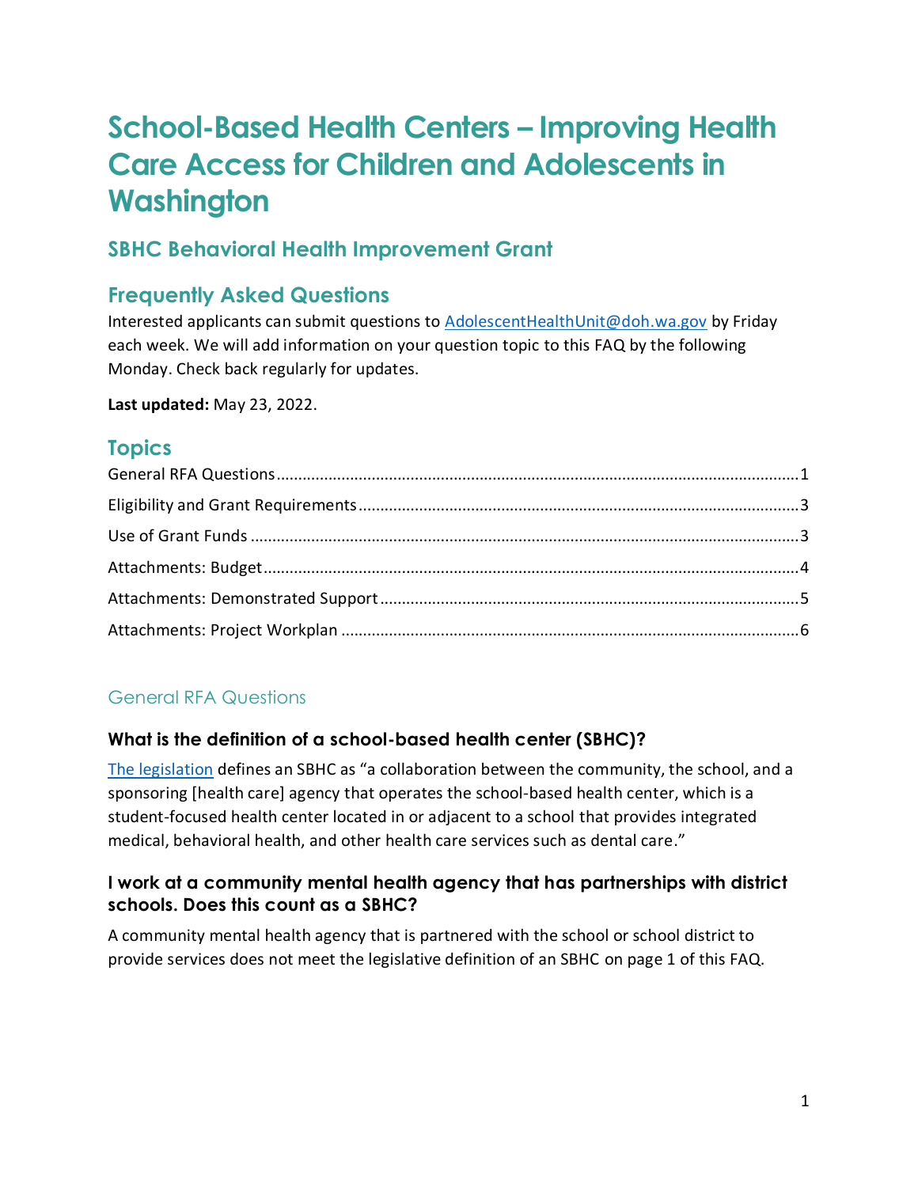# School-Based Health Centers – Improving Health Care Access for Children and Adolescents in Washington

## SBHC Behavioral Health Improvement Grant

## Frequently Asked Questions

Interested applicants can submit questions to [AdolescentHealthUnit@doh.wa.gov](mailto:AdolescentHealthUnit@doh.wa.gov) by Friday each week. We will add information on your question topic to this FAQ by the following Monday. Check back regularly for updates.

**Last updated:** May 23, 2022.

## Topics

- General RFA Questions ........ 1
- Eligibility and Grant Requirements ........ 3
- Use of Grant Funds ........ 3
- Attachments: Budget ........ 4
- Attachments: Demonstrated Support ........ 5
- Attachments: Project Workplan ........ 6

### General RFA Questions

#### What is the definition of a school-based health center (SBHC)?

[The legislation](#) defines an SBHC as "a collaboration between the community, the school, and a sponsoring [health care] agency that operates the school-based health center, which is a student-focused health center located in or adjacent to a school that provides integrated medical, behavioral health, and other health care services such as dental care."

#### I work at a community mental health agency that has partnerships with district schools. Does this count as a SBHC?

A community mental health agency that is partnered with the school or school district to provide services does not meet the legislative definition of an SBHC on page 1 of this FAQ.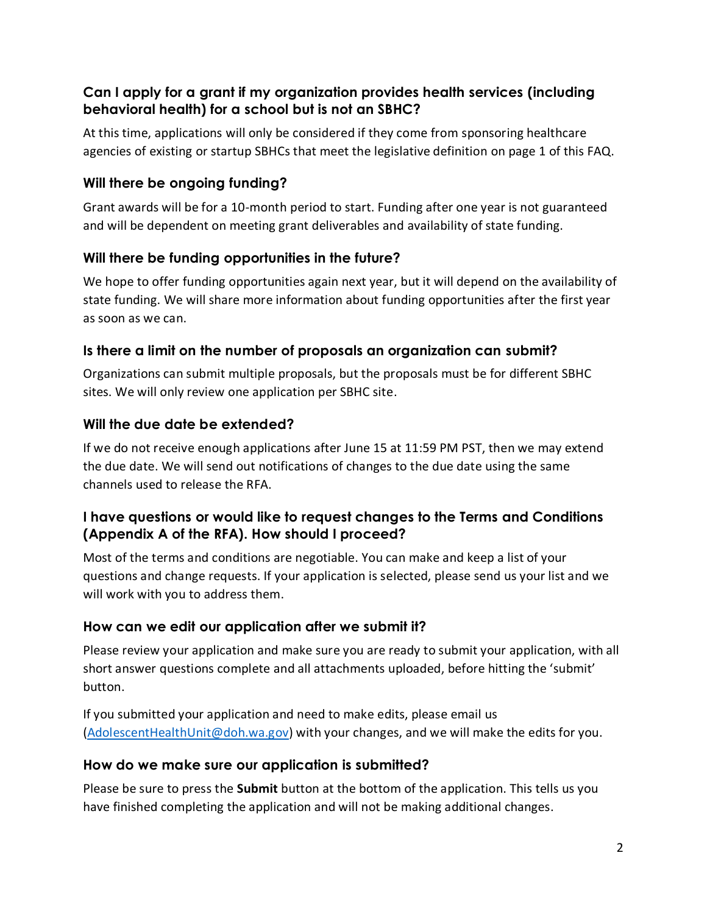### Can I apply for a grant if my organization provides health services (including behavioral health) for a school but is not an SBHC?

At this time, applications will only be considered if they come from sponsoring healthcare agencies of existing or startup SBHCs that meet the legislative definition on page 1 of this FAQ.

### Will there be ongoing funding?

Grant awards will be for a 10-month period to start. Funding after one year is not guaranteed and will be dependent on meeting grant deliverables and availability of state funding.

### Will there be funding opportunities in the future?

We hope to offer funding opportunities again next year, but it will depend on the availability of state funding. We will share more information about funding opportunities after the first year as soon as we can.

### Is there a limit on the number of proposals an organization can submit?

Organizations can submit multiple proposals, but the proposals must be for different SBHC sites. We will only review one application per SBHC site.

### Will the due date be extended?

If we do not receive enough applications after June 15 at 11:59 PM PST, then we may extend the due date. We will send out notifications of changes to the due date using the same channels used to release the RFA.

### I have questions or would like to request changes to the Terms and Conditions (Appendix A of the RFA). How should I proceed?

Most of the terms and conditions are negotiable. You can make and keep a list of your questions and change requests. If your application is selected, please send us your list and we will work with you to address them.

### How can we edit our application after we submit it?

Please review your application and make sure you are ready to submit your application, with all short answer questions complete and all attachments uploaded, before hitting the 'submit' button.

If you submitted your application and need to make edits, please email us ([AdolescentHealthUnit@doh.wa.gov](mailto:AdolescentHealthUnit@doh.wa.gov)) with your changes, and we will make the edits for you.

### How do we make sure our application is submitted?

Please be sure to press the **Submit** button at the bottom of the application. This tells us you have finished completing the application and will not be making additional changes.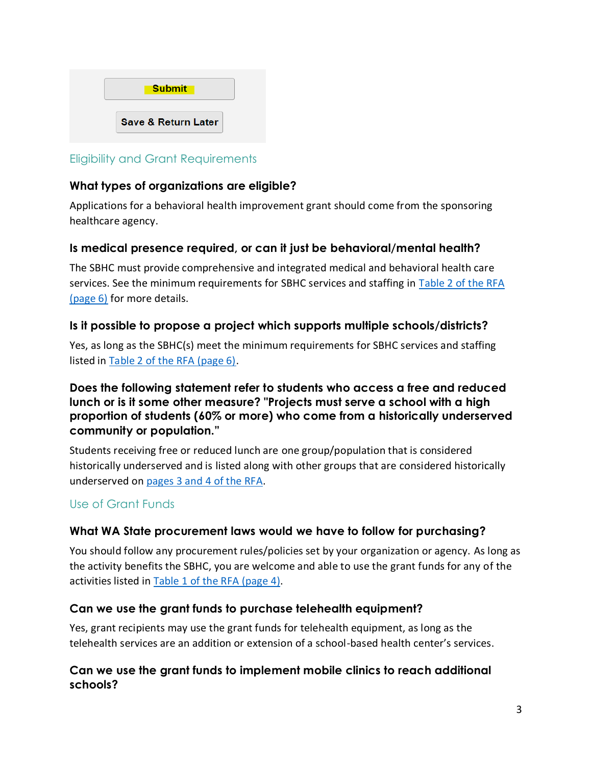Submit

Save & Return Later

## Eligibility and Grant Requirements

### What types of organizations are eligible?

Applications for a behavioral health improvement grant should come from the sponsoring healthcare agency.

### Is medical presence required, or can it just be behavioral/mental health?

The SBHC must provide comprehensive and integrated medical and behavioral health care services. See the minimum requirements for SBHC services and staffing in Table 2 of the RFA (page 6) for more details.

### Is it possible to propose a project which supports multiple schools/districts?

Yes, as long as the SBHC(s) meet the minimum requirements for SBHC services and staffing listed in Table 2 of the RFA (page 6).

### Does the following statement refer to students who access a free and reduced lunch or is it some other measure? "Projects must serve a school with a high proportion of students (60% or more) who come from a historically underserved community or population."

Students receiving free or reduced lunch are one group/population that is considered historically underserved and is listed along with other groups that are considered historically underserved on pages 3 and 4 of the RFA.

## Use of Grant Funds

### What WA State procurement laws would we have to follow for purchasing?

You should follow any procurement rules/policies set by your organization or agency. As long as the activity benefits the SBHC, you are welcome and able to use the grant funds for any of the activities listed in Table 1 of the RFA (page 4).

### Can we use the grant funds to purchase telehealth equipment?

Yes, grant recipients may use the grant funds for telehealth equipment, as long as the telehealth services are an addition or extension of a school-based health center's services.

### Can we use the grant funds to implement mobile clinics to reach additional schools?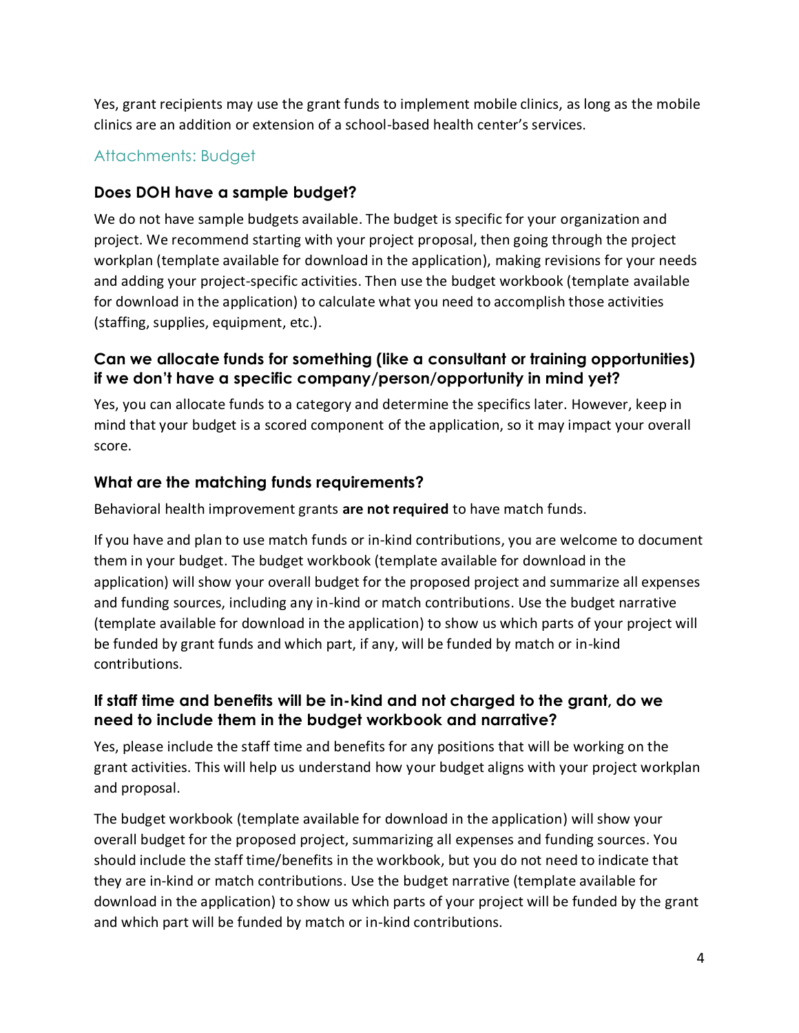Yes, grant recipients may use the grant funds to implement mobile clinics, as long as the mobile clinics are an addition or extension of a school-based health center's services.

## Attachments: Budget

### Does DOH have a sample budget?

We do not have sample budgets available. The budget is specific for your organization and project. We recommend starting with your project proposal, then going through the project workplan (template available for download in the application), making revisions for your needs and adding your project-specific activities. Then use the budget workbook (template available for download in the application) to calculate what you need to accomplish those activities (staffing, supplies, equipment, etc.).

### Can we allocate funds for something (like a consultant or training opportunities) if we don't have a specific company/person/opportunity in mind yet?

Yes, you can allocate funds to a category and determine the specifics later. However, keep in mind that your budget is a scored component of the application, so it may impact your overall score.

### What are the matching funds requirements?

Behavioral health improvement grants **are not required** to have match funds.

If you have and plan to use match funds or in-kind contributions, you are welcome to document them in your budget. The budget workbook (template available for download in the application) will show your overall budget for the proposed project and summarize all expenses and funding sources, including any in-kind or match contributions. Use the budget narrative (template available for download in the application) to show us which parts of your project will be funded by grant funds and which part, if any, will be funded by match or in-kind contributions.

### If staff time and benefits will be in-kind and not charged to the grant, do we need to include them in the budget workbook and narrative?

Yes, please include the staff time and benefits for any positions that will be working on the grant activities. This will help us understand how your budget aligns with your project workplan and proposal.

The budget workbook (template available for download in the application) will show your overall budget for the proposed project, summarizing all expenses and funding sources. You should include the staff time/benefits in the workbook, but you do not need to indicate that they are in-kind or match contributions. Use the budget narrative (template available for download in the application) to show us which parts of your project will be funded by the grant and which part will be funded by match or in-kind contributions.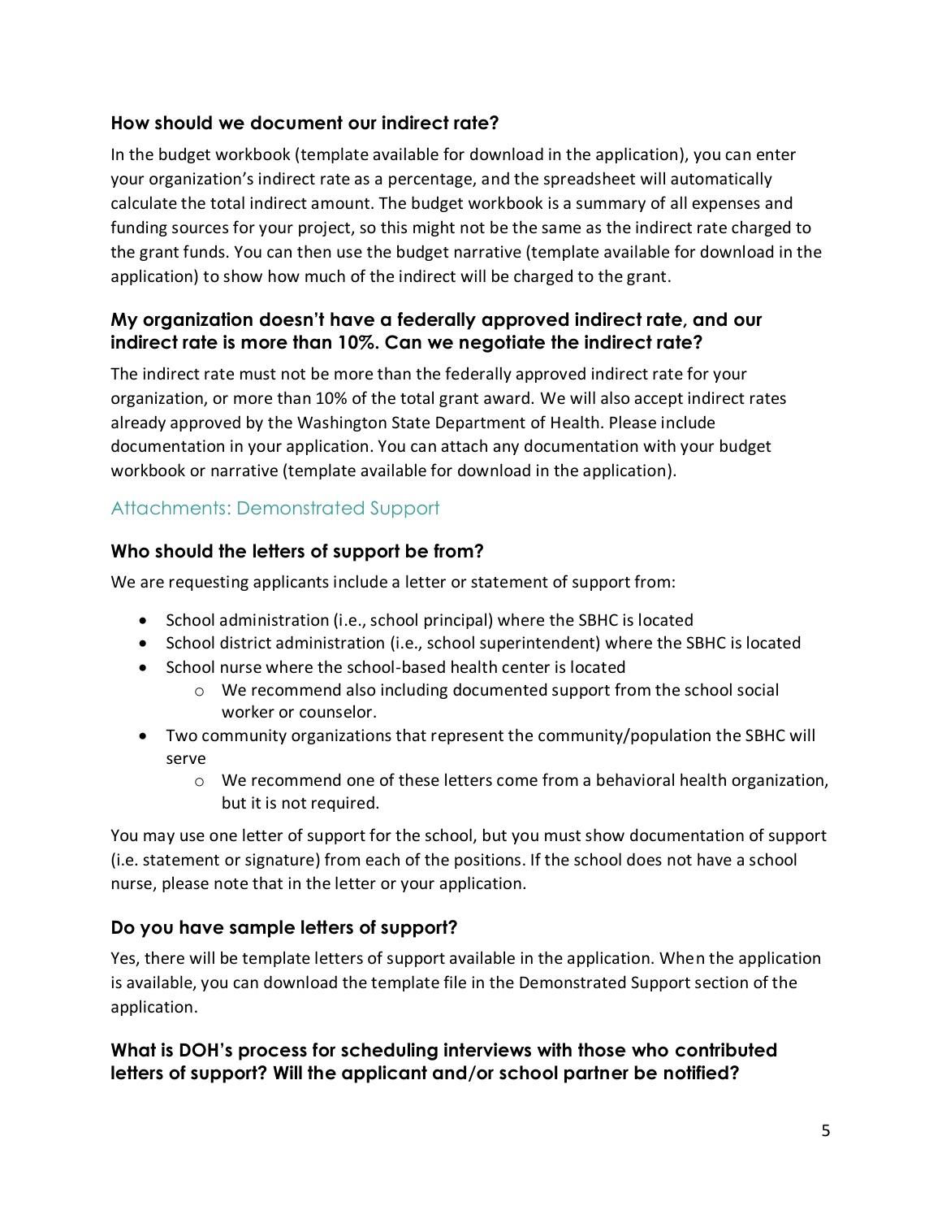### How should we document our indirect rate?

In the budget workbook (template available for download in the application), you can enter your organization's indirect rate as a percentage, and the spreadsheet will automatically calculate the total indirect amount. The budget workbook is a summary of all expenses and funding sources for your project, so this might not be the same as the indirect rate charged to the grant funds. You can then use the budget narrative (template available for download in the application) to show how much of the indirect will be charged to the grant.

### My organization doesn't have a federally approved indirect rate, and our indirect rate is more than 10%. Can we negotiate the indirect rate?

The indirect rate must not be more than the federally approved indirect rate for your organization, or more than 10% of the total grant award. We will also accept indirect rates already approved by the Washington State Department of Health. Please include documentation in your application. You can attach any documentation with your budget workbook or narrative (template available for download in the application).

## Attachments: Demonstrated Support

### Who should the letters of support be from?

We are requesting applicants include a letter or statement of support from:

- School administration (i.e., school principal) where the SBHC is located
- School district administration (i.e., school superintendent) where the SBHC is located
- School nurse where the school-based health center is located
  - We recommend also including documented support from the school social worker or counselor.
- Two community organizations that represent the community/population the SBHC will serve
  - We recommend one of these letters come from a behavioral health organization, but it is not required.

You may use one letter of support for the school, but you must show documentation of support (i.e. statement or signature) from each of the positions. If the school does not have a school nurse, please note that in the letter or your application.

### Do you have sample letters of support?

Yes, there will be template letters of support available in the application. When the application is available, you can download the template file in the Demonstrated Support section of the application.

### What is DOH's process for scheduling interviews with those who contributed letters of support? Will the applicant and/or school partner be notified?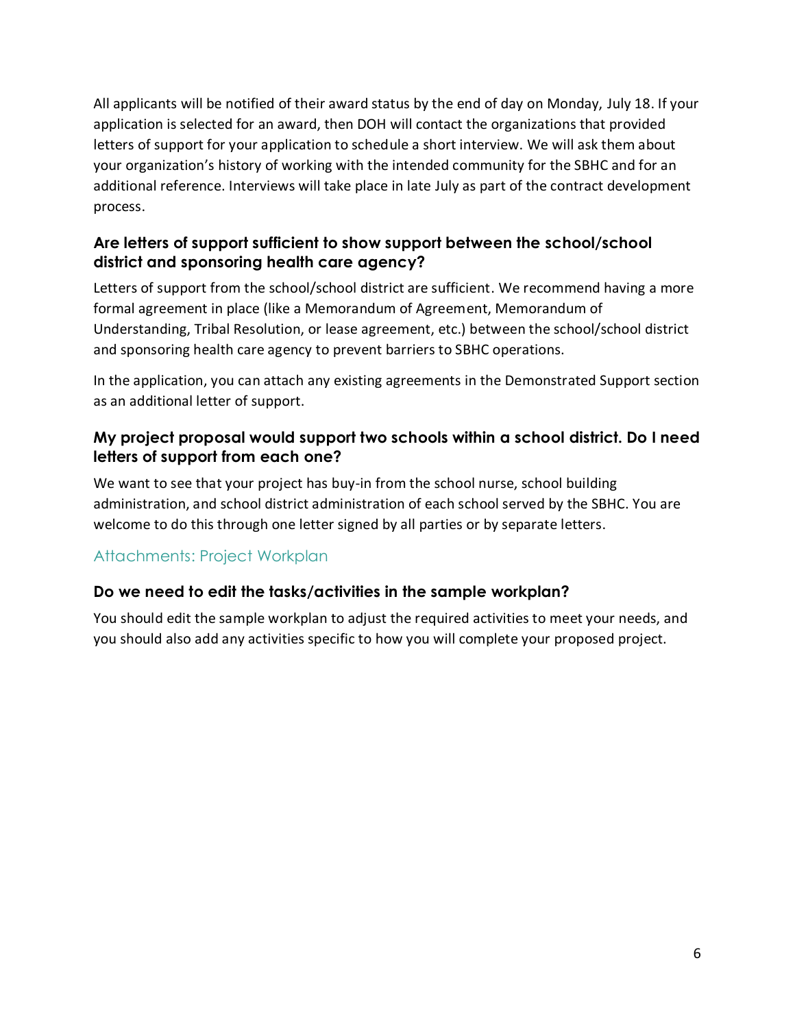All applicants will be notified of their award status by the end of day on Monday, July 18. If your application is selected for an award, then DOH will contact the organizations that provided letters of support for your application to schedule a short interview. We will ask them about your organization's history of working with the intended community for the SBHC and for an additional reference. Interviews will take place in late July as part of the contract development process.

### Are letters of support sufficient to show support between the school/school district and sponsoring health care agency?

Letters of support from the school/school district are sufficient. We recommend having a more formal agreement in place (like a Memorandum of Agreement, Memorandum of Understanding, Tribal Resolution, or lease agreement, etc.) between the school/school district and sponsoring health care agency to prevent barriers to SBHC operations.

In the application, you can attach any existing agreements in the Demonstrated Support section as an additional letter of support.

### My project proposal would support two schools within a school district. Do I need letters of support from each one?

We want to see that your project has buy-in from the school nurse, school building administration, and school district administration of each school served by the SBHC. You are welcome to do this through one letter signed by all parties or by separate letters.

## Attachments: Project Workplan

### Do we need to edit the tasks/activities in the sample workplan?

You should edit the sample workplan to adjust the required activities to meet your needs, and you should also add any activities specific to how you will complete your proposed project.